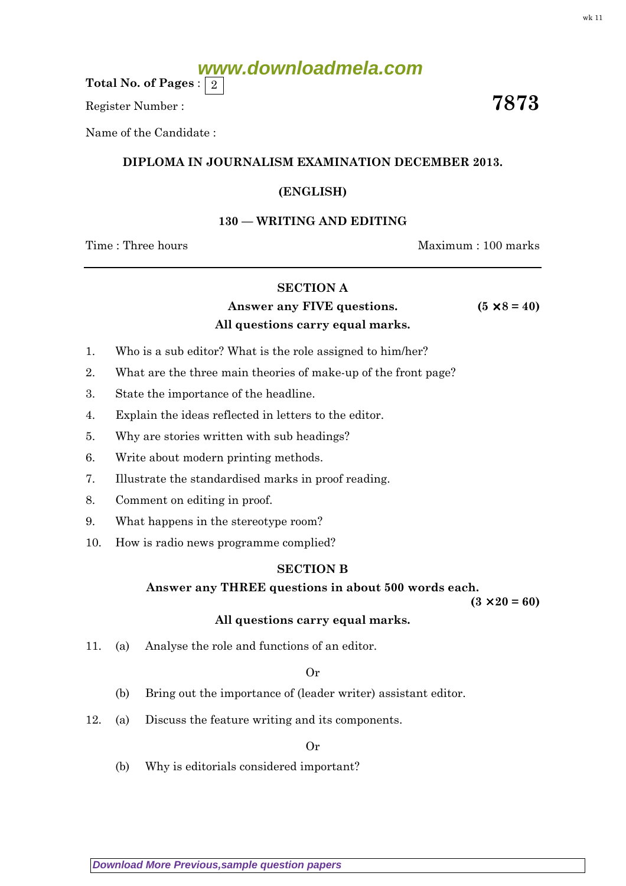www.downloadmela.com

**Total No. of Pages** : 2

Register Number : **7873**

Name of the Candidate :

**DIPLOMA IN JOURNALISM EXAMINATION DECEMBER 2013.**

**(ENGLISH)**

**130 — WRITING AND EDITING**

Time : Three hours Maximum : 100 marks

## SECTION A

**Answer any FIVE questions.** **(5 × 8 = 40)**

**All questions carry equal marks.**

1. Who is a sub editor? What is the role assigned to him/her?
2. What are the three main theories of make-up of the front page?
3. State the importance of the headline.
4. Explain the ideas reflected in letters to the editor.
5. Why are stories written with sub headings?
6. Write about modern printing methods.
7. Illustrate the standardised marks in proof reading.
8. Comment on editing in proof.
9. What happens in the stereotype room?
10. How is radio news programme complied?

## SECTION B

**Answer any THREE questions in about 500 words each.** **(3 × 20 = 60)**

**All questions carry equal marks.**

11. (a) Analyse the role and functions of an editor.

    Or

    (b) Bring out the importance of (leader writer) assistant editor.

12. (a) Discuss the feature writing and its components.

    Or

    (b) Why is editorials considered important?

Download More Previous,sample question papers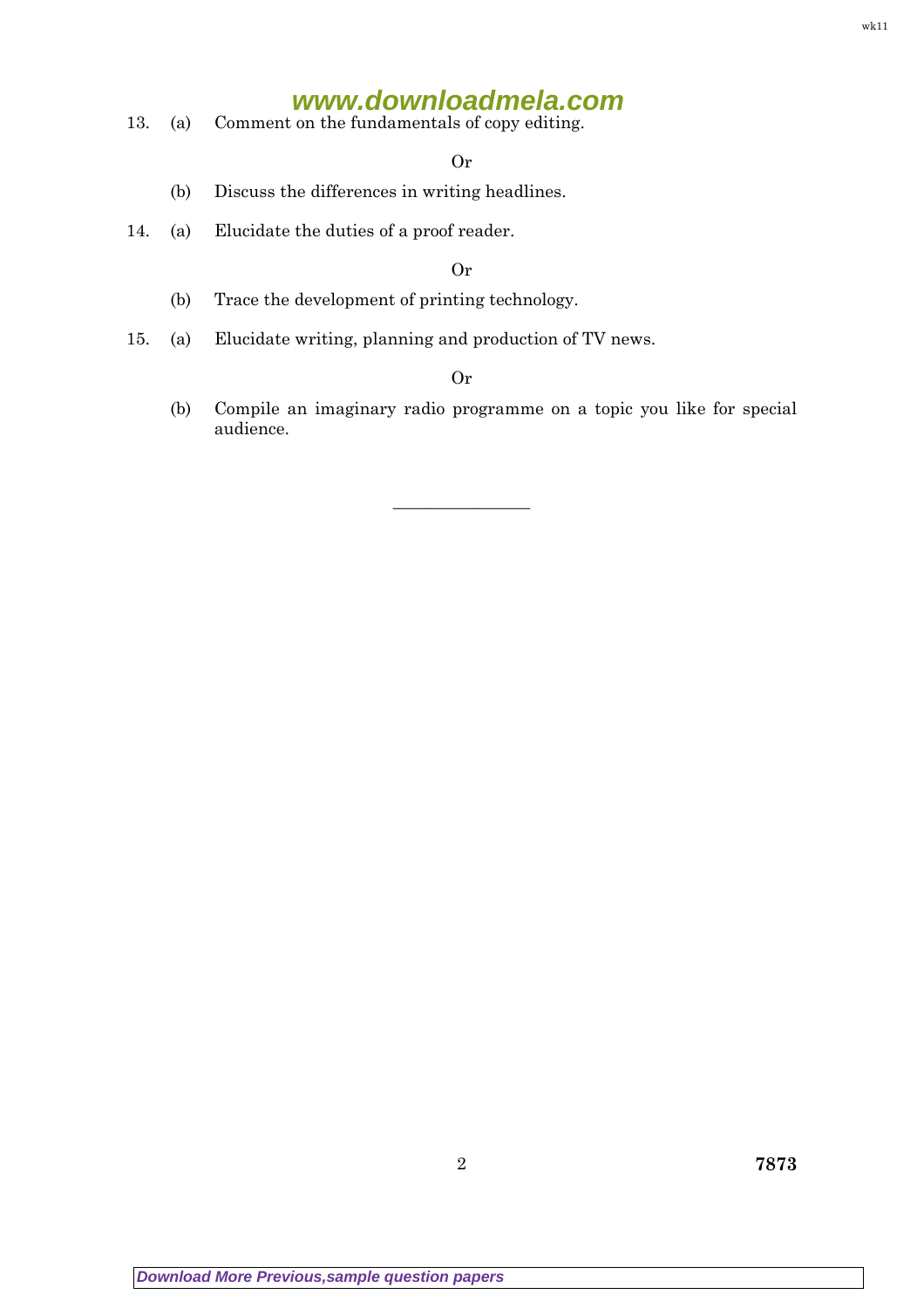13. (a) Comment on the fundamentals of copy editing.

Or

(b) Discuss the differences in writing headlines.

14. (a) Elucidate the duties of a proof reader.

Or

(b) Trace the development of printing technology.

15. (a) Elucidate writing, planning and production of TV news.

Or

(b) Compile an imaginary radio programme on a topic you like for special audience.

———————